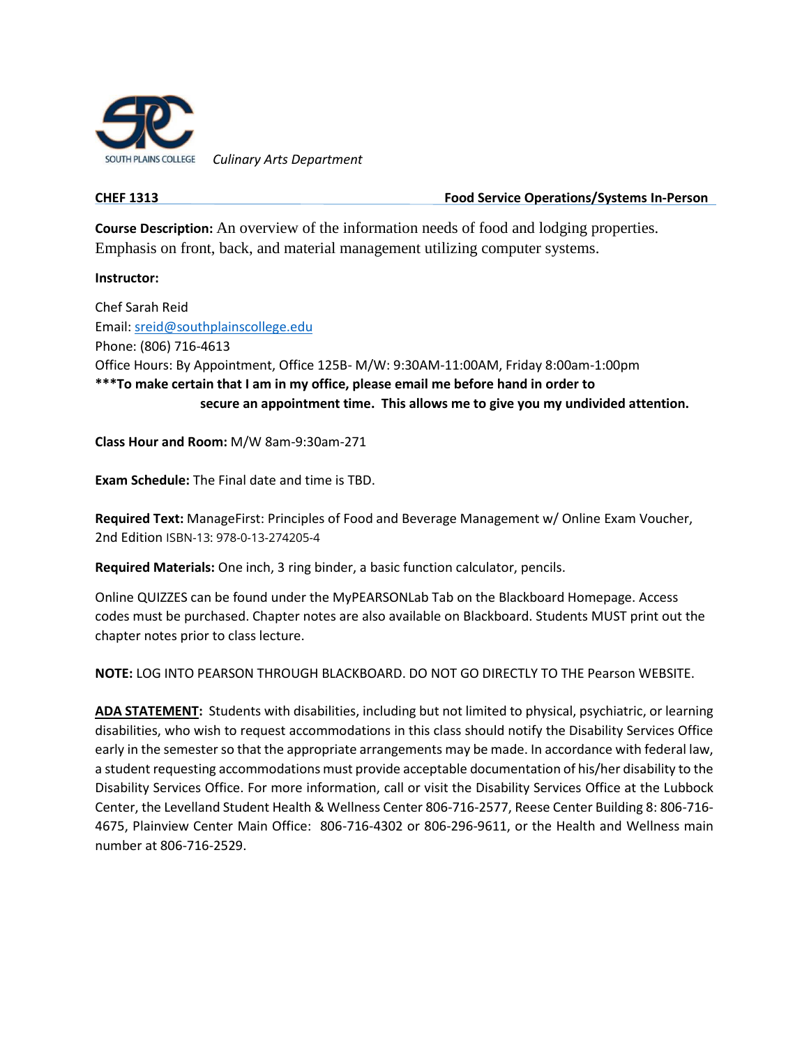SOUTH PLAINS COLLEGE *Culinary Arts Department*

**CHEF 1313** **Food Service Operations/Systems In-Person**

**Course Description:** An overview of the information needs of food and lodging properties. Emphasis on front, back, and material management utilizing computer systems.

**Instructor:**

Chef Sarah Reid
Email: sreid@southplainscollege.edu
Phone: (806) 716-4613
Office Hours: By Appointment, Office 125B- M/W: 9:30AM-11:00AM, Friday 8:00am-1:00pm
**\*\*\*To make certain that I am in my office, please email me before hand in order to secure an appointment time. This allows me to give you my undivided attention.**

**Class Hour and Room:** M/W 8am-9:30am-271

**Exam Schedule:** The Final date and time is TBD.

**Required Text:** ManageFirst: Principles of Food and Beverage Management w/ Online Exam Voucher, 2nd Edition ISBN-13: 978-0-13-274205-4

**Required Materials:** One inch, 3 ring binder, a basic function calculator, pencils.

Online QUIZZES can be found under the MyPEARSONLab Tab on the Blackboard Homepage. Access codes must be purchased. Chapter notes are also available on Blackboard. Students MUST print out the chapter notes prior to class lecture.

**NOTE:** LOG INTO PEARSON THROUGH BLACKBOARD. DO NOT GO DIRECTLY TO THE Pearson WEBSITE.

**ADA STATEMENT:** Students with disabilities, including but not limited to physical, psychiatric, or learning disabilities, who wish to request accommodations in this class should notify the Disability Services Office early in the semester so that the appropriate arrangements may be made. In accordance with federal law, a student requesting accommodations must provide acceptable documentation of his/her disability to the Disability Services Office. For more information, call or visit the Disability Services Office at the Lubbock Center, the Levelland Student Health & Wellness Center 806-716-2577, Reese Center Building 8: 806-716-4675, Plainview Center Main Office: 806-716-4302 or 806-296-9611, or the Health and Wellness main number at 806-716-2529.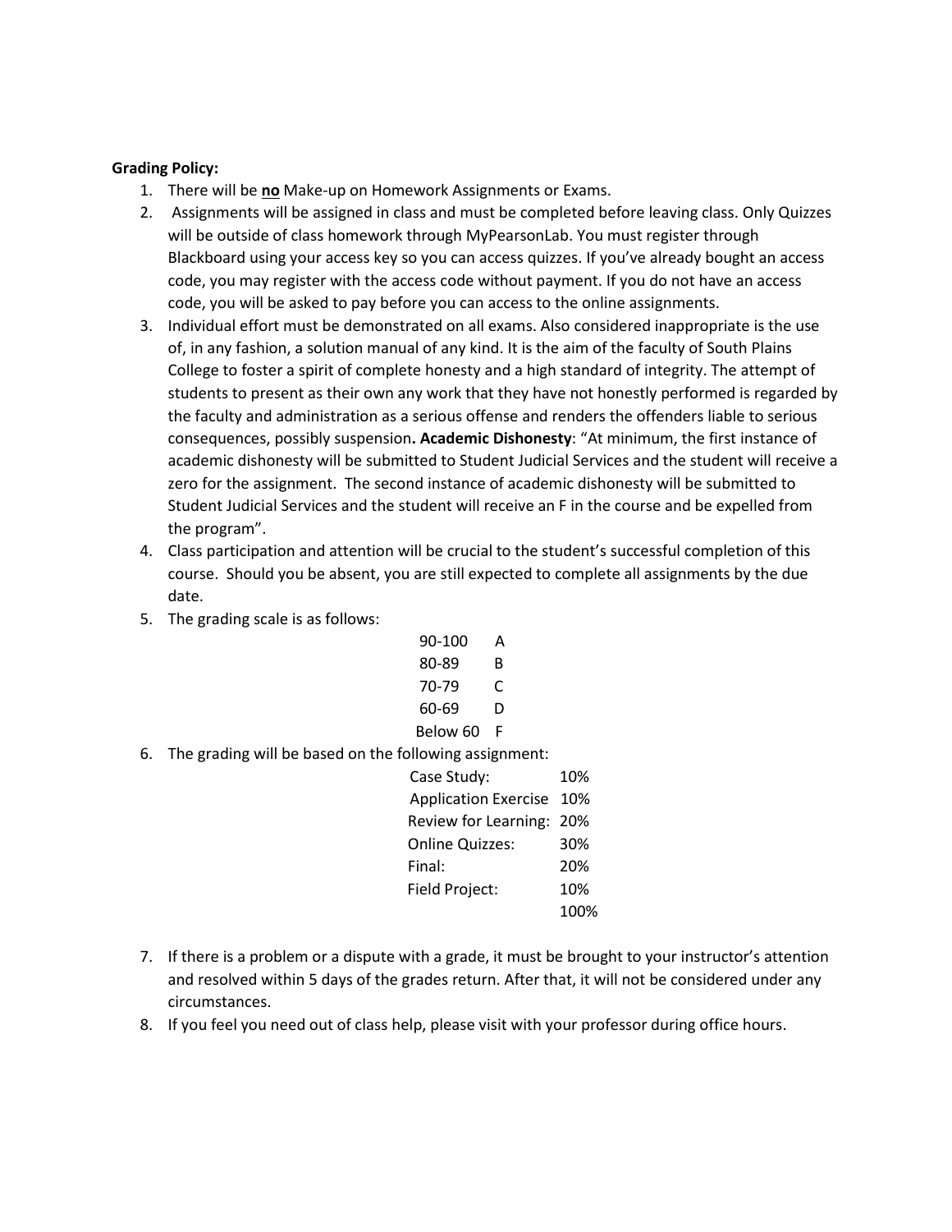**Grading Policy:**

1. There will be **no** Make-up on Homework Assignments or Exams.
2. Assignments will be assigned in class and must be completed before leaving class. Only Quizzes will be outside of class homework through MyPearsonLab. You must register through Blackboard using your access key so you can access quizzes. If you've already bought an access code, you may register with the access code without payment. If you do not have an access code, you will be asked to pay before you can access to the online assignments.
3. Individual effort must be demonstrated on all exams. Also considered inappropriate is the use of, in any fashion, a solution manual of any kind. It is the aim of the faculty of South Plains College to foster a spirit of complete honesty and a high standard of integrity. The attempt of students to present as their own any work that they have not honestly performed is regarded by the faculty and administration as a serious offense and renders the offenders liable to serious consequences, possibly suspension**. Academic Dishonesty**: "At minimum, the first instance of academic dishonesty will be submitted to Student Judicial Services and the student will receive a zero for the assignment. The second instance of academic dishonesty will be submitted to Student Judicial Services and the student will receive an F in the course and be expelled from the program".
4. Class participation and attention will be crucial to the student's successful completion of this course. Should you be absent, you are still expected to complete all assignments by the due date.
5. The grading scale is as follows:

| | |
|---|---|
| 90-100 | A |
| 80-89 | B |
| 70-79 | C |
| 60-69 | D |
| Below 60 | F |

6. The grading will be based on the following assignment:

| | |
|---|---|
| Case Study: | 10% |
| Application Exercise | 10% |
| Review for Learning: | 20% |
| Online Quizzes: | 30% |
| Final: | 20% |
| Field Project: | 10% |
| | 100% |

7. If there is a problem or a dispute with a grade, it must be brought to your instructor's attention and resolved within 5 days of the grades return. After that, it will not be considered under any circumstances.
8. If you feel you need out of class help, please visit with your professor during office hours.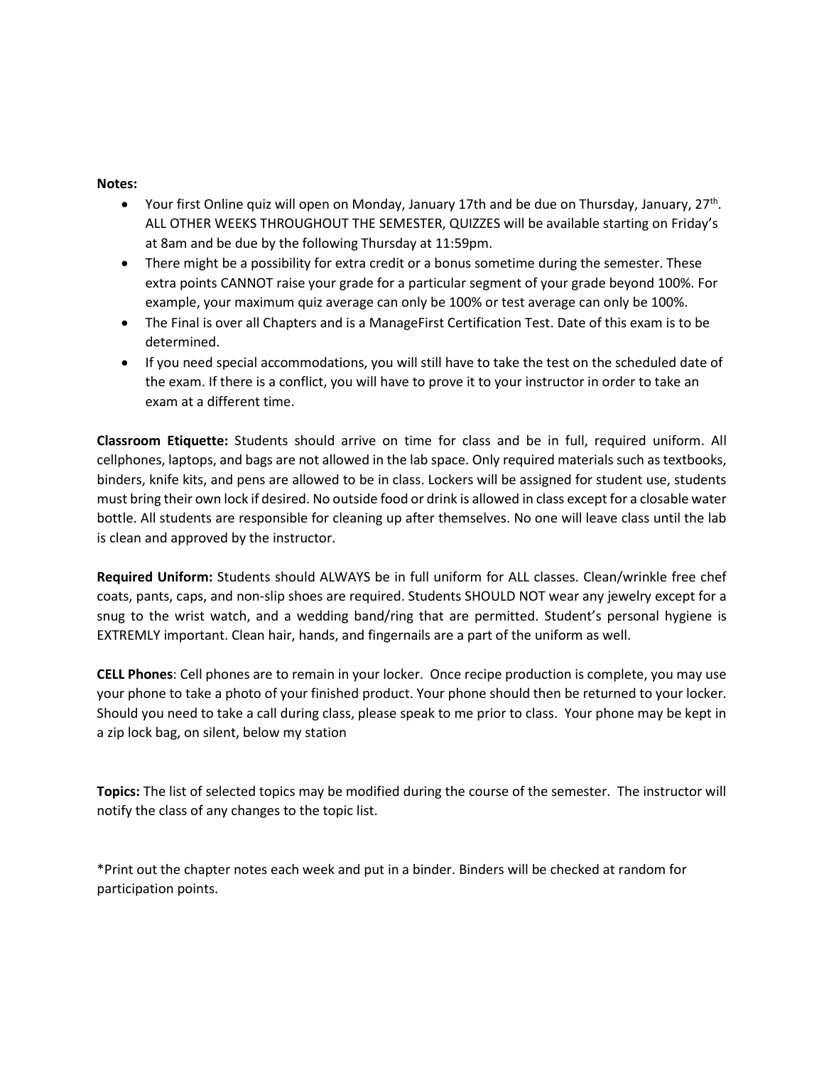**Notes:**

- Your first Online quiz will open on Monday, January 17th and be due on Thursday, January, 27th. ALL OTHER WEEKS THROUGHOUT THE SEMESTER, QUIZZES will be available starting on Friday's at 8am and be due by the following Thursday at 11:59pm.
- There might be a possibility for extra credit or a bonus sometime during the semester. These extra points CANNOT raise your grade for a particular segment of your grade beyond 100%. For example, your maximum quiz average can only be 100% or test average can only be 100%.
- The Final is over all Chapters and is a ManageFirst Certification Test. Date of this exam is to be determined.
- If you need special accommodations, you will still have to take the test on the scheduled date of the exam. If there is a conflict, you will have to prove it to your instructor in order to take an exam at a different time.

**Classroom Etiquette:** Students should arrive on time for class and be in full, required uniform. All cellphones, laptops, and bags are not allowed in the lab space. Only required materials such as textbooks, binders, knife kits, and pens are allowed to be in class. Lockers will be assigned for student use, students must bring their own lock if desired. No outside food or drink is allowed in class except for a closable water bottle. All students are responsible for cleaning up after themselves. No one will leave class until the lab is clean and approved by the instructor.

**Required Uniform:** Students should ALWAYS be in full uniform for ALL classes. Clean/wrinkle free chef coats, pants, caps, and non-slip shoes are required. Students SHOULD NOT wear any jewelry except for a snug to the wrist watch, and a wedding band/ring that are permitted. Student's personal hygiene is EXTREMLY important. Clean hair, hands, and fingernails are a part of the uniform as well.

**CELL Phones**: Cell phones are to remain in your locker. Once recipe production is complete, you may use your phone to take a photo of your finished product. Your phone should then be returned to your locker. Should you need to take a call during class, please speak to me prior to class. Your phone may be kept in a zip lock bag, on silent, below my station

**Topics:** The list of selected topics may be modified during the course of the semester. The instructor will notify the class of any changes to the topic list.

*Print out the chapter notes each week and put in a binder. Binders will be checked at random for participation points.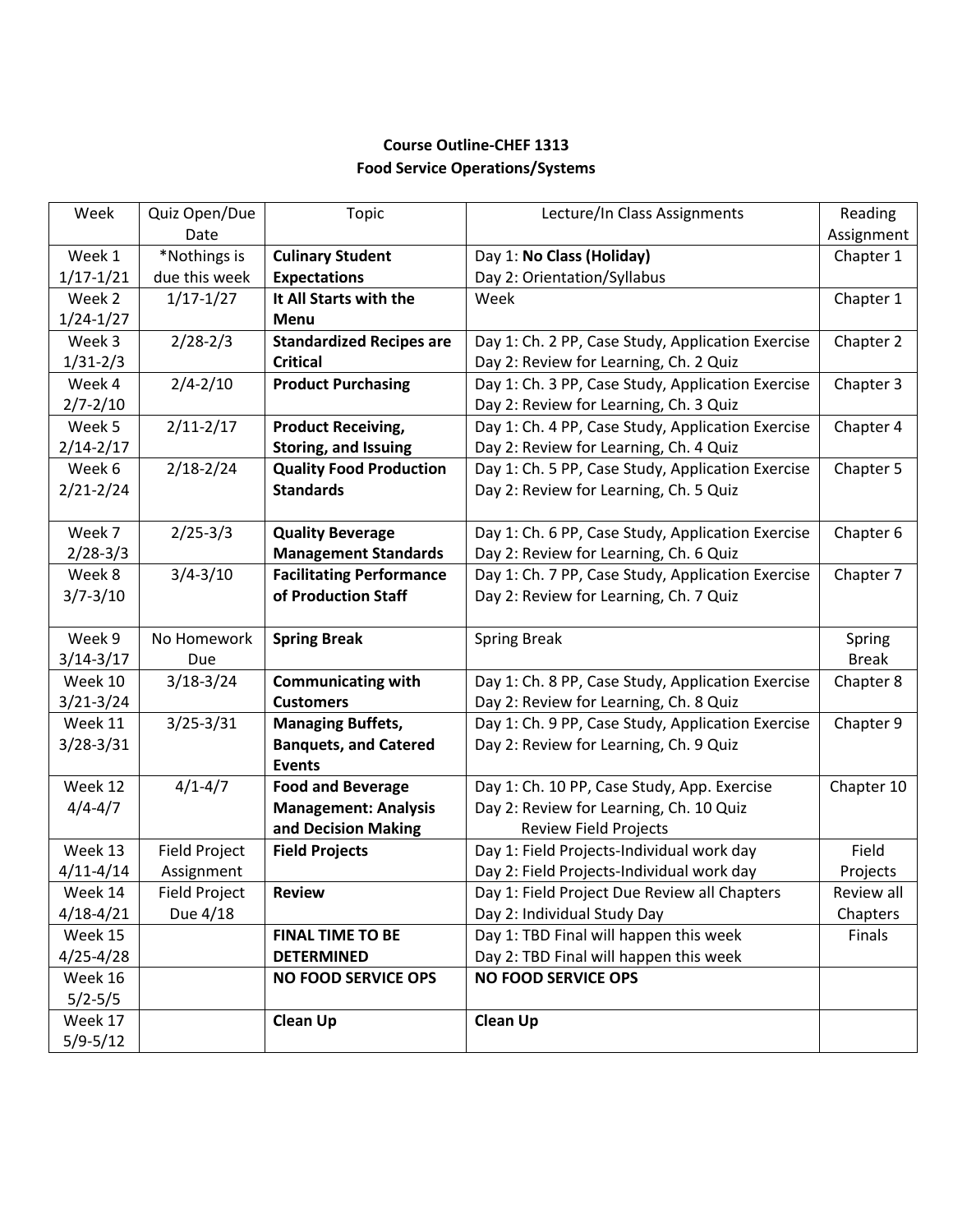**Course Outline-CHEF 1313**
**Food Service Operations/Systems**

| Week | Quiz Open/Due Date | Topic | Lecture/In Class Assignments | Reading Assignment |
|---|---|---|---|---|
| Week 1 1/17-1/21 | *Nothings is due this week | **Culinary Student Expectations** | Day 1: **No Class (Holiday)**<br>Day 2: Orientation/Syllabus | Chapter 1 |
| Week 2 1/24-1/27 | 1/17-1/27 | **It All Starts with the Menu** | Week | Chapter 1 |
| Week 3 1/31-2/3 | 2/28-2/3 | **Standardized Recipes are Critical** | Day 1: Ch. 2 PP, Case Study, Application Exercise<br>Day 2: Review for Learning, Ch. 2 Quiz | Chapter 2 |
| Week 4 2/7-2/10 | 2/4-2/10 | **Product Purchasing** | Day 1: Ch. 3 PP, Case Study, Application Exercise<br>Day 2: Review for Learning, Ch. 3 Quiz | Chapter 3 |
| Week 5 2/14-2/17 | 2/11-2/17 | **Product Receiving, Storing, and Issuing** | Day 1: Ch. 4 PP, Case Study, Application Exercise<br>Day 2: Review for Learning, Ch. 4 Quiz | Chapter 4 |
| Week 6 2/21-2/24 | 2/18-2/24 | **Quality Food Production Standards** | Day 1: Ch. 5 PP, Case Study, Application Exercise<br>Day 2: Review for Learning, Ch. 5 Quiz | Chapter 5 |
| Week 7 2/28-3/3 | 2/25-3/3 | **Quality Beverage Management Standards** | Day 1: Ch. 6 PP, Case Study, Application Exercise<br>Day 2: Review for Learning, Ch. 6 Quiz | Chapter 6 |
| Week 8 3/7-3/10 | 3/4-3/10 | **Facilitating Performance of Production Staff** | Day 1: Ch. 7 PP, Case Study, Application Exercise<br>Day 2: Review for Learning, Ch. 7 Quiz | Chapter 7 |
| Week 9 3/14-3/17 | No Homework Due | **Spring Break** | Spring Break | Spring Break |
| Week 10 3/21-3/24 | 3/18-3/24 | **Communicating with Customers** | Day 1: Ch. 8 PP, Case Study, Application Exercise<br>Day 2: Review for Learning, Ch. 8 Quiz | Chapter 8 |
| Week 11 3/28-3/31 | 3/25-3/31 | **Managing Buffets, Banquets, and Catered Events** | Day 1: Ch. 9 PP, Case Study, Application Exercise<br>Day 2: Review for Learning, Ch. 9 Quiz | Chapter 9 |
| Week 12 4/4-4/7 | 4/1-4/7 | **Food and Beverage Management: Analysis and Decision Making** | Day 1: Ch. 10 PP, Case Study, App. Exercise<br>Day 2: Review for Learning, Ch. 10 Quiz<br>Review Field Projects | Chapter 10 |
| Week 13 4/11-4/14 | Field Project Assignment | **Field Projects** | Day 1: Field Projects-Individual work day<br>Day 2: Field Projects-Individual work day | Field Projects |
| Week 14 4/18-4/21 | Field Project Due 4/18 | **Review** | Day 1: Field Project Due Review all Chapters<br>Day 2: Individual Study Day | Review all Chapters |
| Week 15 4/25-4/28 | | **FINAL TIME TO BE DETERMINED** | Day 1: TBD Final will happen this week<br>Day 2: TBD Final will happen this week | Finals |
| Week 16 5/2-5/5 | | **NO FOOD SERVICE OPS** | **NO FOOD SERVICE OPS** | |
| Week 17 5/9-5/12 | | **Clean Up** | **Clean Up** | |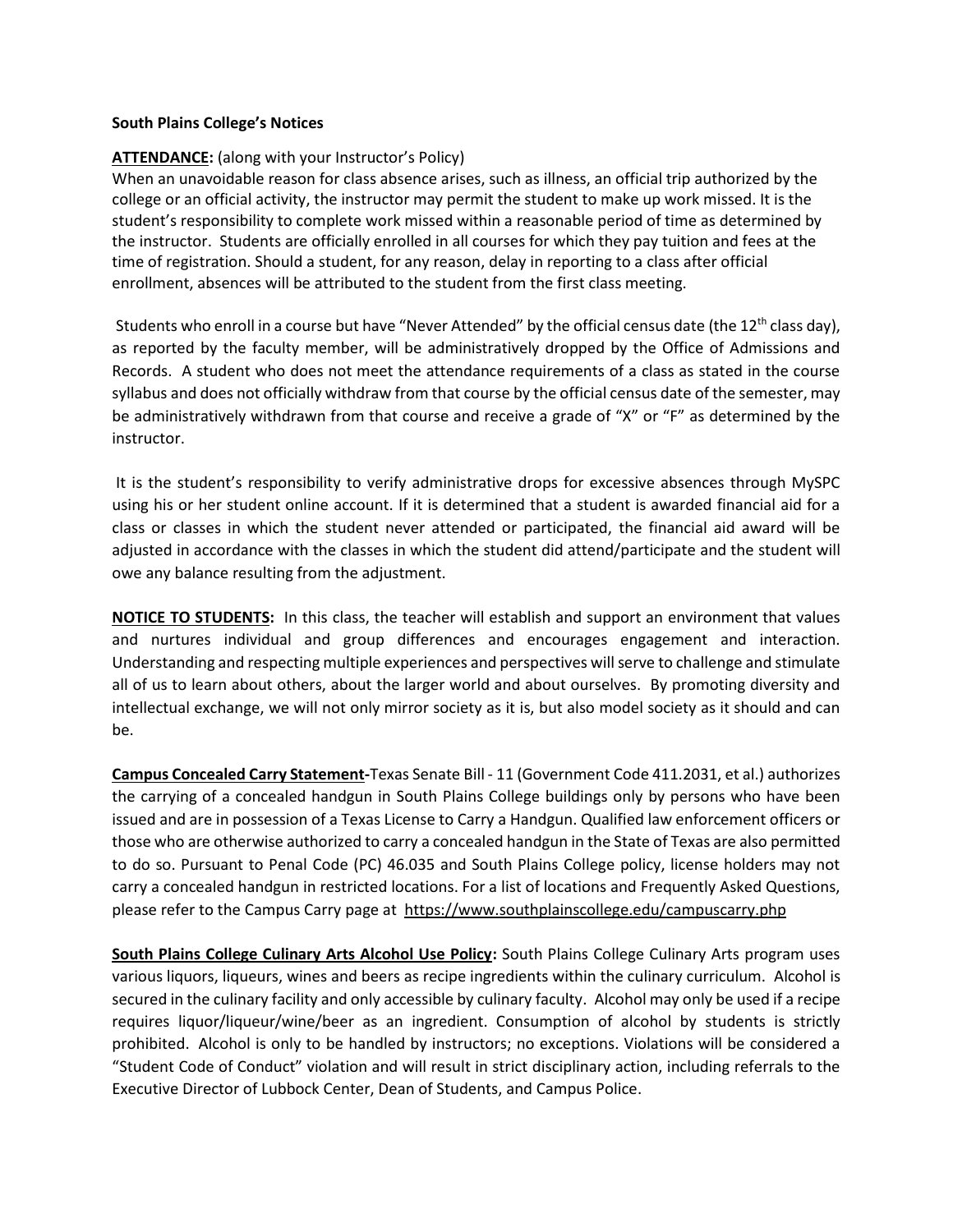**South Plains College's Notices**

**ATTENDANCE:** (along with your Instructor's Policy)
When an unavoidable reason for class absence arises, such as illness, an official trip authorized by the college or an official activity, the instructor may permit the student to make up work missed. It is the student's responsibility to complete work missed within a reasonable period of time as determined by the instructor. Students are officially enrolled in all courses for which they pay tuition and fees at the time of registration. Should a student, for any reason, delay in reporting to a class after official enrollment, absences will be attributed to the student from the first class meeting.

Students who enroll in a course but have "Never Attended" by the official census date (the 12th class day), as reported by the faculty member, will be administratively dropped by the Office of Admissions and Records. A student who does not meet the attendance requirements of a class as stated in the course syllabus and does not officially withdraw from that course by the official census date of the semester, may be administratively withdrawn from that course and receive a grade of "X" or "F" as determined by the instructor.

It is the student's responsibility to verify administrative drops for excessive absences through MySPC using his or her student online account. If it is determined that a student is awarded financial aid for a class or classes in which the student never attended or participated, the financial aid award will be adjusted in accordance with the classes in which the student did attend/participate and the student will owe any balance resulting from the adjustment.

**NOTICE TO STUDENTS:** In this class, the teacher will establish and support an environment that values and nurtures individual and group differences and encourages engagement and interaction. Understanding and respecting multiple experiences and perspectives will serve to challenge and stimulate all of us to learn about others, about the larger world and about ourselves. By promoting diversity and intellectual exchange, we will not only mirror society as it is, but also model society as it should and can be.

**Campus Concealed Carry Statement-**Texas Senate Bill - 11 (Government Code 411.2031, et al.) authorizes the carrying of a concealed handgun in South Plains College buildings only by persons who have been issued and are in possession of a Texas License to Carry a Handgun. Qualified law enforcement officers or those who are otherwise authorized to carry a concealed handgun in the State of Texas are also permitted to do so. Pursuant to Penal Code (PC) 46.035 and South Plains College policy, license holders may not carry a concealed handgun in restricted locations. For a list of locations and Frequently Asked Questions, please refer to the Campus Carry page at https://www.southplainscollege.edu/campuscarry.php

**South Plains College Culinary Arts Alcohol Use Policy:** South Plains College Culinary Arts program uses various liquors, liqueurs, wines and beers as recipe ingredients within the culinary curriculum. Alcohol is secured in the culinary facility and only accessible by culinary faculty. Alcohol may only be used if a recipe requires liquor/liqueur/wine/beer as an ingredient. Consumption of alcohol by students is strictly prohibited. Alcohol is only to be handled by instructors; no exceptions. Violations will be considered a "Student Code of Conduct" violation and will result in strict disciplinary action, including referrals to the Executive Director of Lubbock Center, Dean of Students, and Campus Police.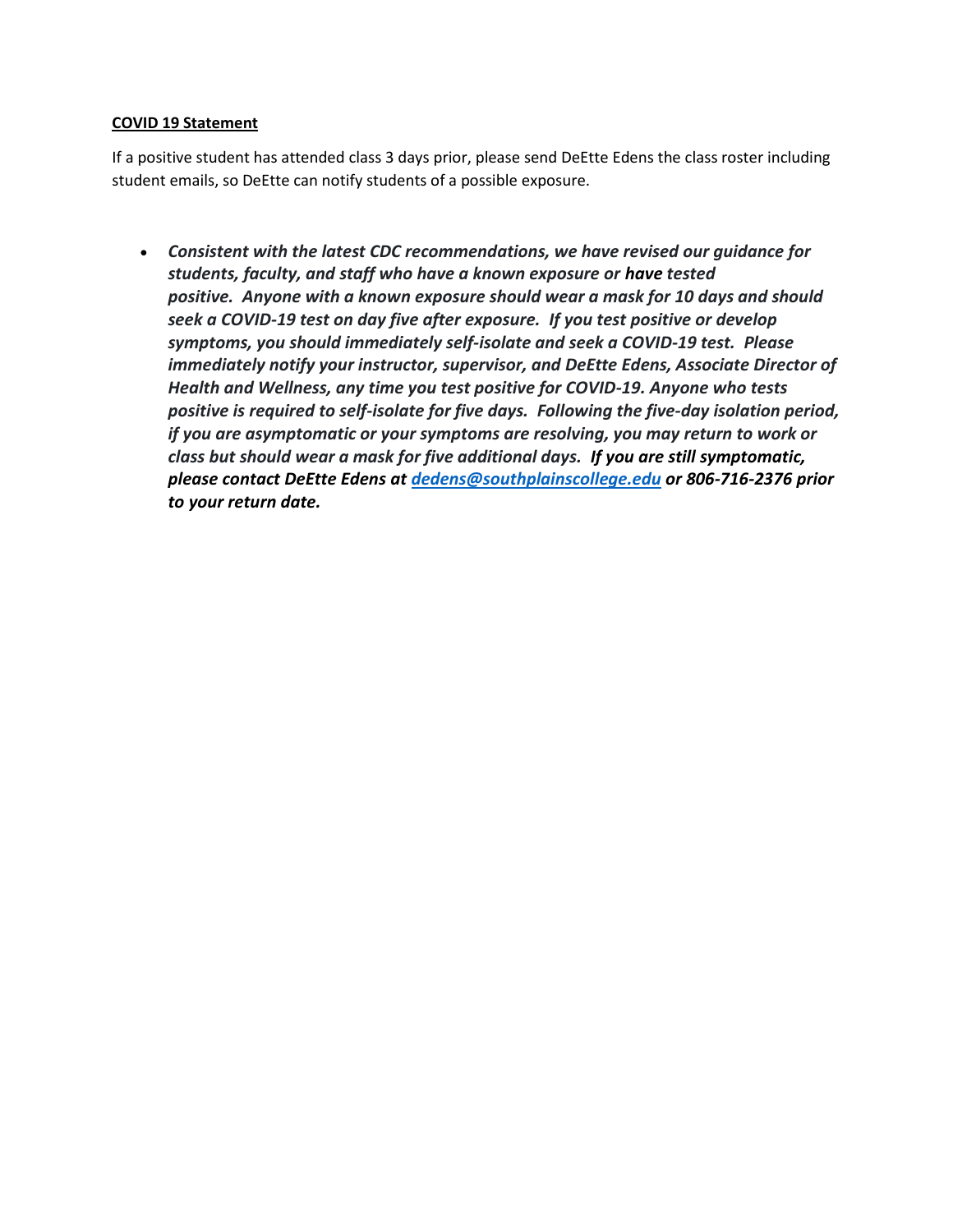**<u>COVID 19 Statement</u>**

If a positive student has attended class 3 days prior, please send DeEtte Edens the class roster including student emails, so DeEtte can notify students of a possible exposure.

- ***Consistent with the latest CDC recommendations, we have revised our guidance for students, faculty, and staff who have a known exposure or have tested positive. Anyone with a known exposure should wear a mask for 10 days and should seek a COVID-19 test on day five after exposure. If you test positive or develop symptoms, you should immediately self-isolate and seek a COVID-19 test. Please immediately notify your instructor, supervisor, and DeEtte Edens, Associate Director of Health and Wellness, any time you test positive for COVID-19. Anyone who tests positive is required to self-isolate for five days. Following the five-day isolation period, if you are asymptomatic or your symptoms are resolving, you may return to work or class but should wear a mask for five additional days. If you are still symptomatic, please contact DeEtte Edens at [dedens@southplainscollege.edu](mailto:dedens@southplainscollege.edu) or 806-716-2376 prior to your return date.***